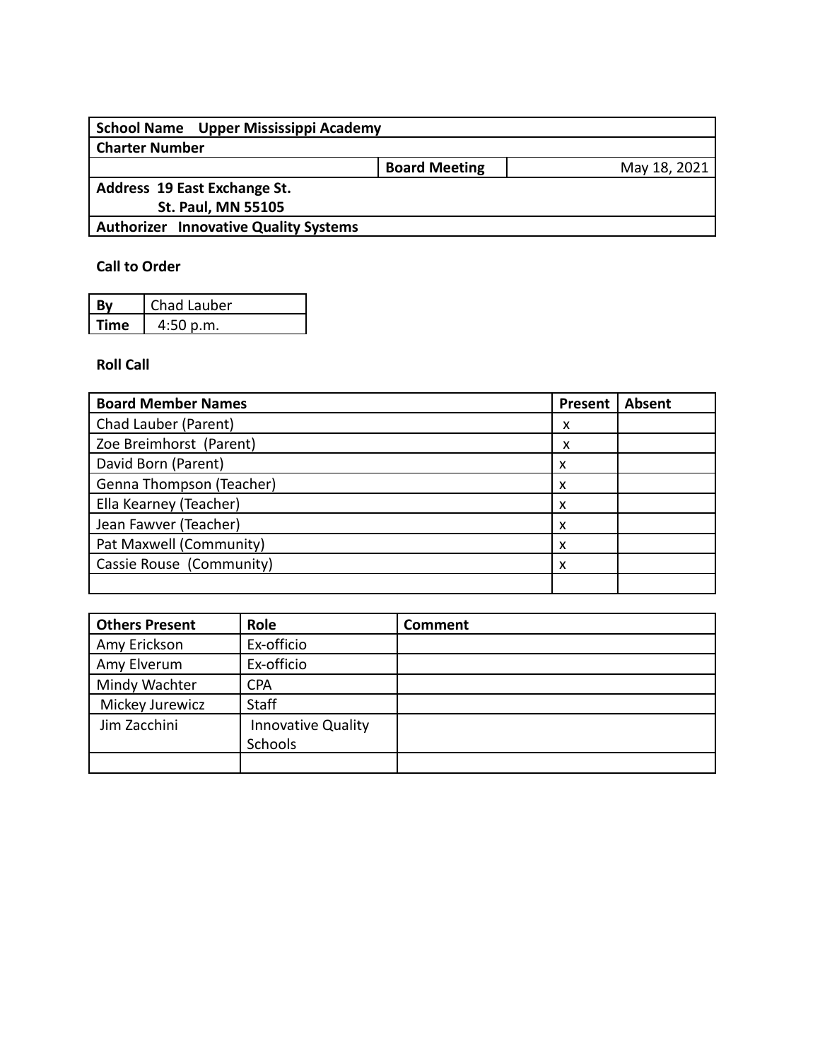| **School Name** Upper Mississippi Academy | | |
|---|---|---|
| **Charter Number** | | |
| | **Board Meeting** | May 18, 2021 |
| **Address** 19 East Exchange St.<br>St. Paul, MN 55105 | | |
| **Authorizer** Innovative Quality Systems | | |

**Call to Order**

| **By** | Chad Lauber |
|---|---|
| **Time** | 4:50 p.m. |

**Roll Call**

| Board Member Names | Present | Absent |
|---|---|---|
| Chad Lauber (Parent) | x | |
| Zoe Breimhorst (Parent) | x | |
| David Born (Parent) | x | |
| Genna Thompson (Teacher) | x | |
| Ella Kearney (Teacher) | x | |
| Jean Fawver (Teacher) | x | |
| Pat Maxwell (Community) | x | |
| Cassie Rouse (Community) | x | |
| | | |

| Others Present | Role | Comment |
|---|---|---|
| Amy Erickson | Ex-officio | |
| Amy Elverum | Ex-officio | |
| Mindy Wachter | CPA | |
| Mickey Jurewicz | Staff | |
| Jim Zacchini | Innovative Quality Schools | |
| | | |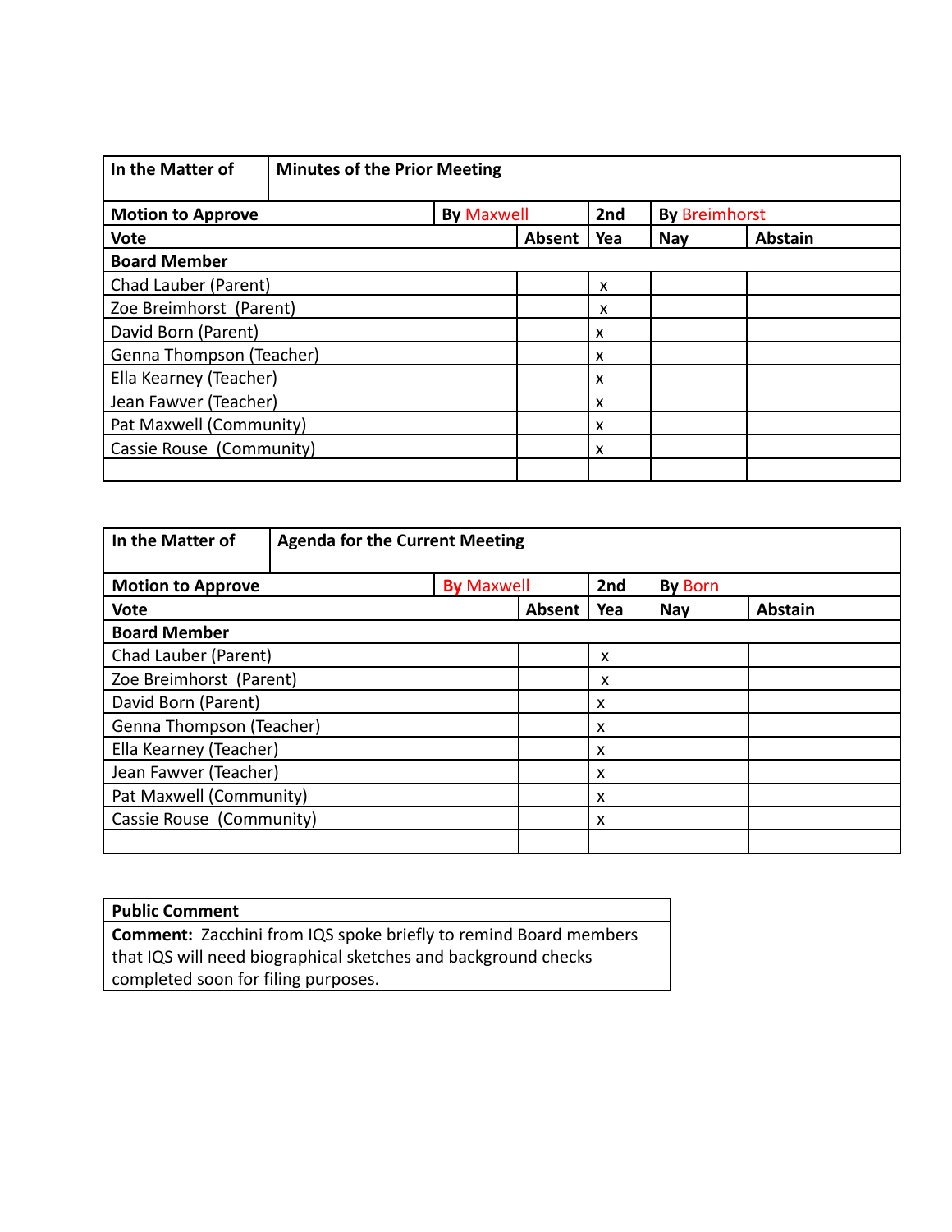| In the Matter of | Minutes of the Prior Meeting | | | |
|---|---|---|---|---|
| **Motion to Approve** | **By** Maxwell | **2nd** | **By** Breimhorst | |
| **Vote** | **Absent** | **Yea** | **Nay** | **Abstain** |
| **Board Member** | | | | |
| Chad Lauber (Parent) | | x | | |
| Zoe Breimhorst (Parent) | | x | | |
| David Born (Parent) | | x | | |
| Genna Thompson (Teacher) | | x | | |
| Ella Kearney (Teacher) | | x | | |
| Jean Fawver (Teacher) | | x | | |
| Pat Maxwell (Community) | | x | | |
| Cassie Rouse (Community) | | x | | |
| | | | | |

| In the Matter of | Agenda for the Current Meeting | | | |
|---|---|---|---|---|
| **Motion to Approve** | **By** Maxwell | **2nd** | **By** Born | |
| **Vote** | **Absent** | **Yea** | **Nay** | **Abstain** |
| **Board Member** | | | | |
| Chad Lauber (Parent) | | x | | |
| Zoe Breimhorst (Parent) | | x | | |
| David Born (Parent) | | x | | |
| Genna Thompson (Teacher) | | x | | |
| Ella Kearney (Teacher) | | x | | |
| Jean Fawver (Teacher) | | x | | |
| Pat Maxwell (Community) | | x | | |
| Cassie Rouse (Community) | | x | | |
| | | | | |

| Public Comment |
|---|
| **Comment:** Zacchini from IQS spoke briefly to remind Board members that IQS will need biographical sketches and background checks completed soon for filing purposes. |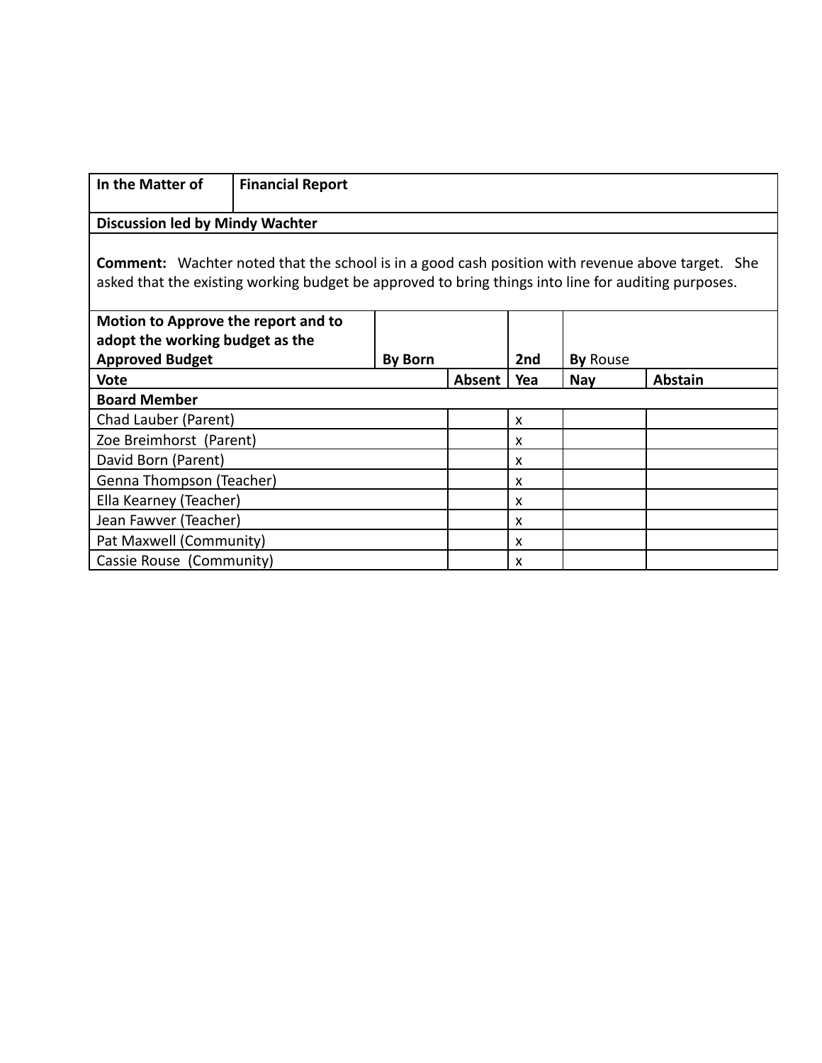| In the Matter of | Financial Report | | | |
|---|---|---|---|---|
| **Discussion led by Mindy Wachter** | | | | |
| **Comment:** Wachter noted that the school is in a good cash position with revenue above target. She asked that the existing working budget be approved to bring things into line for auditing purposes. | | | | |
| **Motion to Approve the report and to adopt the working budget as the Approved Budget** | **By Born** | | **2nd** | **By** Rouse |
| **Vote** | **Absent** | **Yea** | **Nay** | **Abstain** |
| **Board Member** | | | | |
| Chad Lauber (Parent) | | x | | |
| Zoe Breimhorst (Parent) | | x | | |
| David Born (Parent) | | x | | |
| Genna Thompson (Teacher) | | x | | |
| Ella Kearney (Teacher) | | x | | |
| Jean Fawver (Teacher) | | x | | |
| Pat Maxwell (Community) | | x | | |
| Cassie Rouse (Community) | | x | | |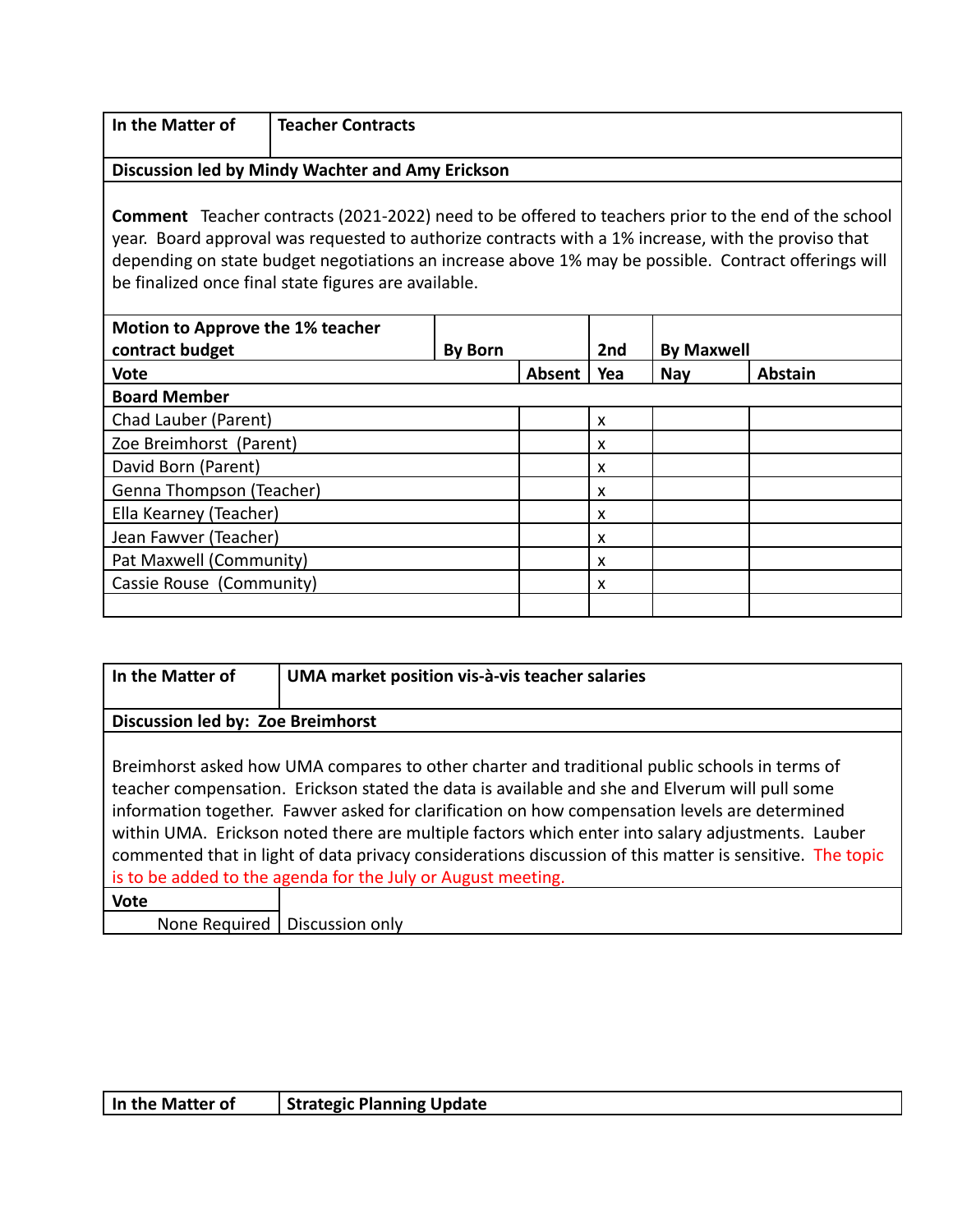| **In the Matter of** | **Teacher Contracts** |
|---|---|

**Discussion led by Mindy Wachter and Amy Erickson**

**Comment** Teacher contracts (2021-2022) need to be offered to teachers prior to the end of the school year. Board approval was requested to authorize contracts with a 1% increase, with the proviso that depending on state budget negotiations an increase above 1% may be possible. Contract offerings will be finalized once final state figures are available.

| **Motion to Approve the 1% teacher contract budget** | **By Born** | **2nd** | **By Maxwell** | |
|---|---|---|---|---|
| **Vote** | **Absent** | **Yea** | **Nay** | **Abstain** |
| **Board Member** | | | | |
| Chad Lauber (Parent) | | x | | |
| Zoe Breimhorst (Parent) | | x | | |
| David Born (Parent) | | x | | |
| Genna Thompson (Teacher) | | x | | |
| Ella Kearney (Teacher) | | x | | |
| Jean Fawver (Teacher) | | x | | |
| Pat Maxwell (Community) | | x | | |
| Cassie Rouse (Community) | | x | | |
| | | | | |

| **In the Matter of** | **UMA market position vis-à-vis teacher salaries** |
|---|---|

**Discussion led by: Zoe Breimhorst**

Breimhorst asked how UMA compares to other charter and traditional public schools in terms of teacher compensation. Erickson stated the data is available and she and Elverum will pull some information together. Fawver asked for clarification on how compensation levels are determined within UMA. Erickson noted there are multiple factors which enter into salary adjustments. Lauber commented that in light of data privacy considerations discussion of this matter is sensitive. The topic is to be added to the agenda for the July or August meeting.

| **Vote** | |
|---|---|
| None Required | Discussion only |

| **In the Matter of** | **Strategic Planning Update** |
|---|---|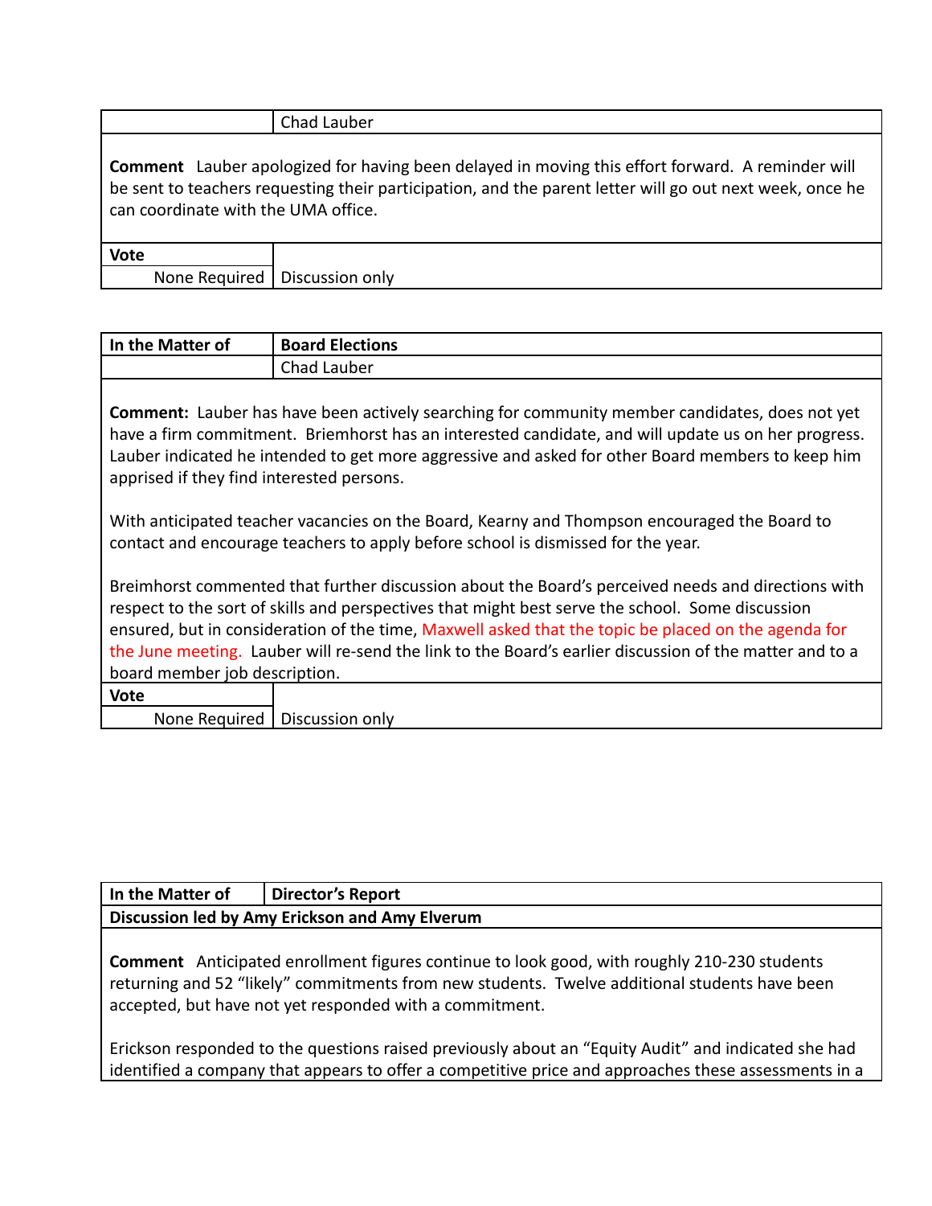| | Chad Lauber |
|---|---|

**Comment** Lauber apologized for having been delayed in moving this effort forward. A reminder will be sent to teachers requesting their participation, and the parent letter will go out next week, once he can coordinate with the UMA office.

| **Vote** | |
|---|---|
| None Required | Discussion only |

| **In the Matter of** | **Board Elections** |
|---|---|
| | Chad Lauber |

**Comment:** Lauber has have been actively searching for community member candidates, does not yet have a firm commitment. Briemhorst has an interested candidate, and will update us on her progress. Lauber indicated he intended to get more aggressive and asked for other Board members to keep him apprised if they find interested persons.

With anticipated teacher vacancies on the Board, Kearny and Thompson encouraged the Board to contact and encourage teachers to apply before school is dismissed for the year.

Breimhorst commented that further discussion about the Board's perceived needs and directions with respect to the sort of skills and perspectives that might best serve the school. Some discussion ensured, but in consideration of the time, Maxwell asked that the topic be placed on the agenda for the June meeting. Lauber will re-send the link to the Board's earlier discussion of the matter and to a board member job description.

| **Vote** | |
|---|---|
| None Required | Discussion only |

| **In the Matter of** | **Director's Report** |
|---|---|
| **Discussion led by Amy Erickson and Amy Elverum** | |

**Comment** Anticipated enrollment figures continue to look good, with roughly 210-230 students returning and 52 "likely" commitments from new students. Twelve additional students have been accepted, but have not yet responded with a commitment.

Erickson responded to the questions raised previously about an "Equity Audit" and indicated she had identified a company that appears to offer a competitive price and approaches these assessments in a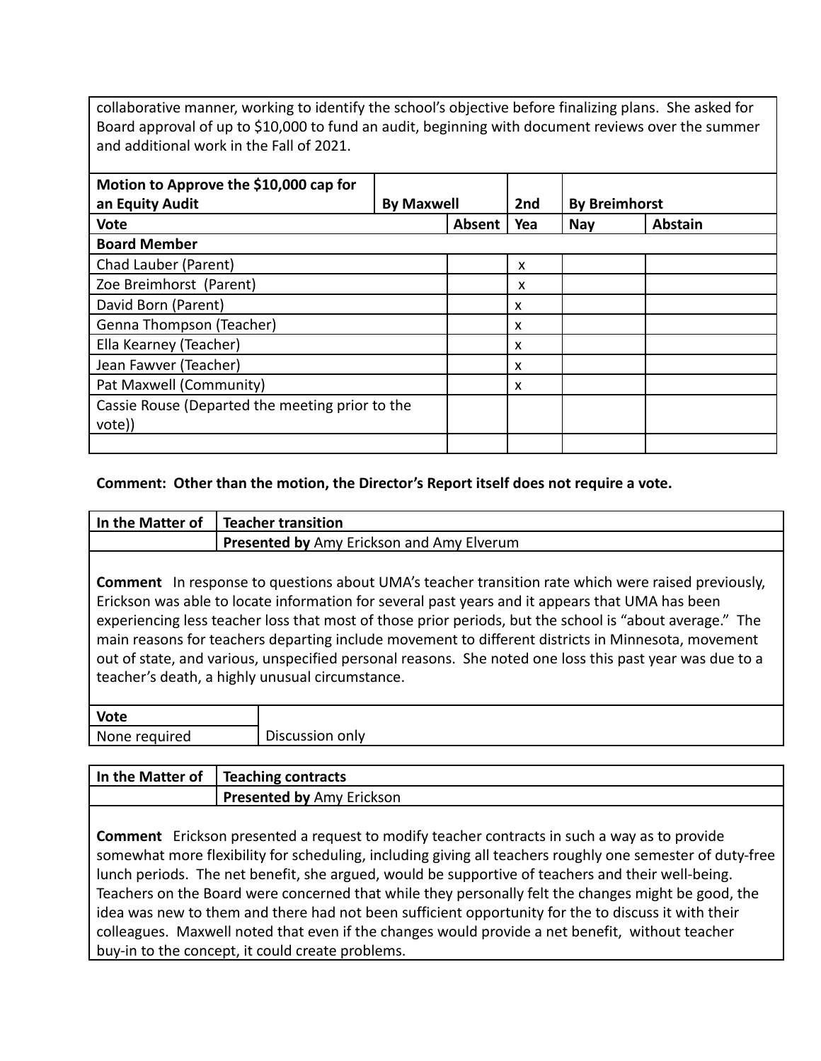collaborative manner, working to identify the school's objective before finalizing plans. She asked for Board approval of up to $10,000 to fund an audit, beginning with document reviews over the summer and additional work in the Fall of 2021.

| Motion to Approve the $10,000 cap for an Equity Audit | By Maxwell | | 2nd | By Breimhorst | |
|---|---|---|---|---|---|
| **Vote** | | **Absent** | **Yea** | **Nay** | **Abstain** |
| **Board Member** | | | | | |
| Chad Lauber (Parent) | | | x | | |
| Zoe Breimhorst (Parent) | | | x | | |
| David Born (Parent) | | | x | | |
| Genna Thompson (Teacher) | | | x | | |
| Ella Kearney (Teacher) | | | x | | |
| Jean Fawver (Teacher) | | | x | | |
| Pat Maxwell (Community) | | | x | | |
| Cassie Rouse (Departed the meeting prior to the vote)) | | | | | |
| | | | | | |

**Comment: Other than the motion, the Director's Report itself does not require a vote.**

| In the Matter of | Teacher transition |
|---|---|
| | **Presented by** Amy Erickson and Amy Elverum |

**Comment** In response to questions about UMA's teacher transition rate which were raised previously, Erickson was able to locate information for several past years and it appears that UMA has been experiencing less teacher loss that most of those prior periods, but the school is "about average." The main reasons for teachers departing include movement to different districts in Minnesota, movement out of state, and various, unspecified personal reasons. She noted one loss this past year was due to a teacher's death, a highly unusual circumstance.

| Vote | |
|---|---|
| None required | Discussion only |

| In the Matter of | Teaching contracts |
|---|---|
| | **Presented by** Amy Erickson |

**Comment** Erickson presented a request to modify teacher contracts in such a way as to provide somewhat more flexibility for scheduling, including giving all teachers roughly one semester of duty-free lunch periods. The net benefit, she argued, would be supportive of teachers and their well-being. Teachers on the Board were concerned that while they personally felt the changes might be good, the idea was new to them and there had not been sufficient opportunity for the to discuss it with their colleagues. Maxwell noted that even if the changes would provide a net benefit, without teacher buy-in to the concept, it could create problems.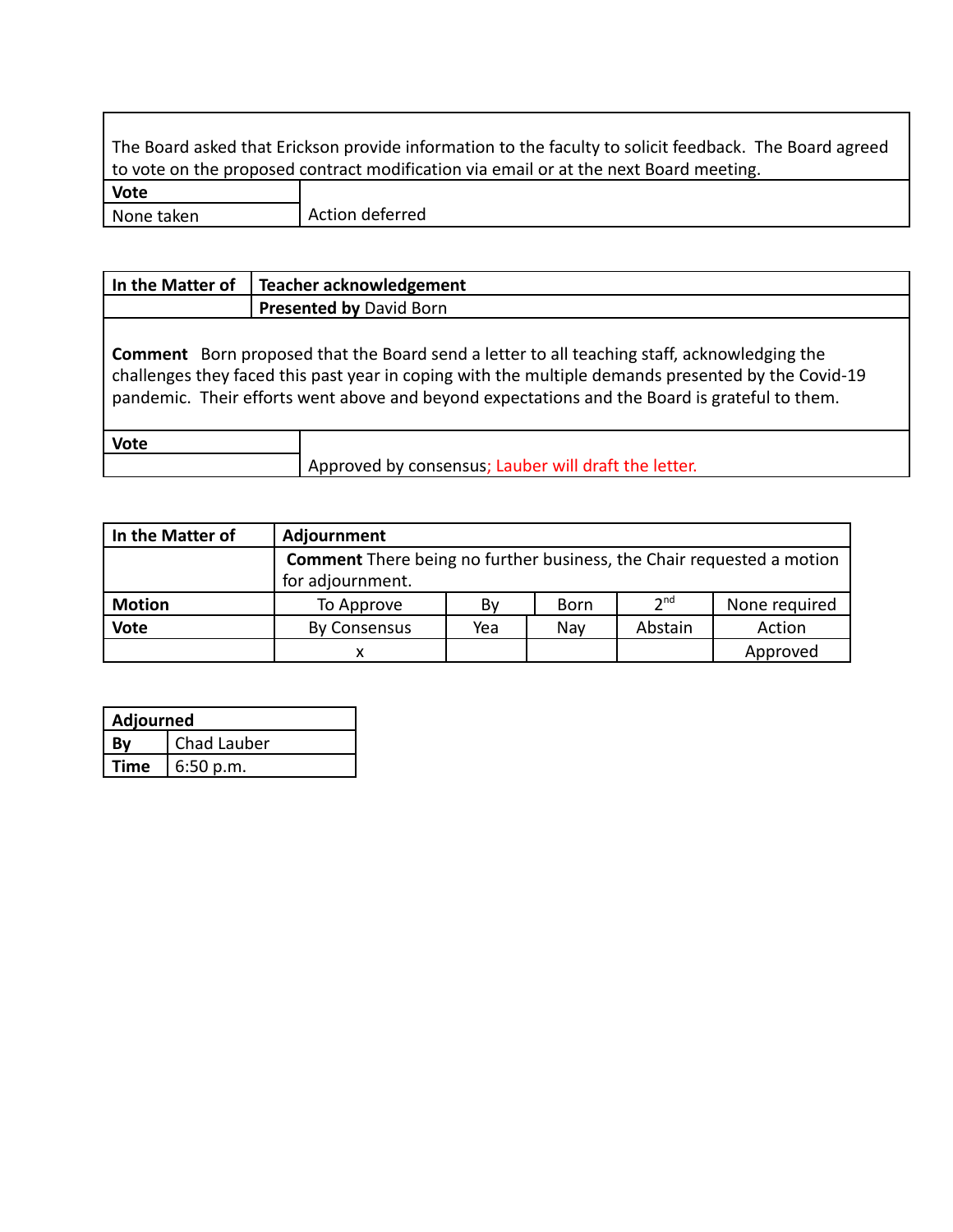| | |
|---|---|
| The Board asked that Erickson provide information to the faculty to solicit feedback. The Board agreed to vote on the proposed contract modification via email or at the next Board meeting. | |
| **Vote** | |
| None taken | Action deferred |

| **In the Matter of** | **Teacher acknowledgement** |
|---|---|
| | **Presented by** David Born |
| **Comment** Born proposed that the Board send a letter to all teaching staff, acknowledging the challenges they faced this past year in coping with the multiple demands presented by the Covid-19 pandemic. Their efforts went above and beyond expectations and the Board is grateful to them. | |
| **Vote** | |
| | Approved by consensus; Lauber will draft the letter. |

| **In the Matter of** | **Adjournment** | | | | |
|---|---|---|---|---|---|
| | **Comment** There being no further business, the Chair requested a motion for adjournment. | | | | |
| **Motion** | To Approve | By | Born | 2nd | None required |
| **Vote** | By Consensus | Yea | Nay | Abstain | Action |
| | x | | | | Approved |

| **Adjourned** | |
|---|---|
| **By** | Chad Lauber |
| **Time** | 6:50 p.m. |